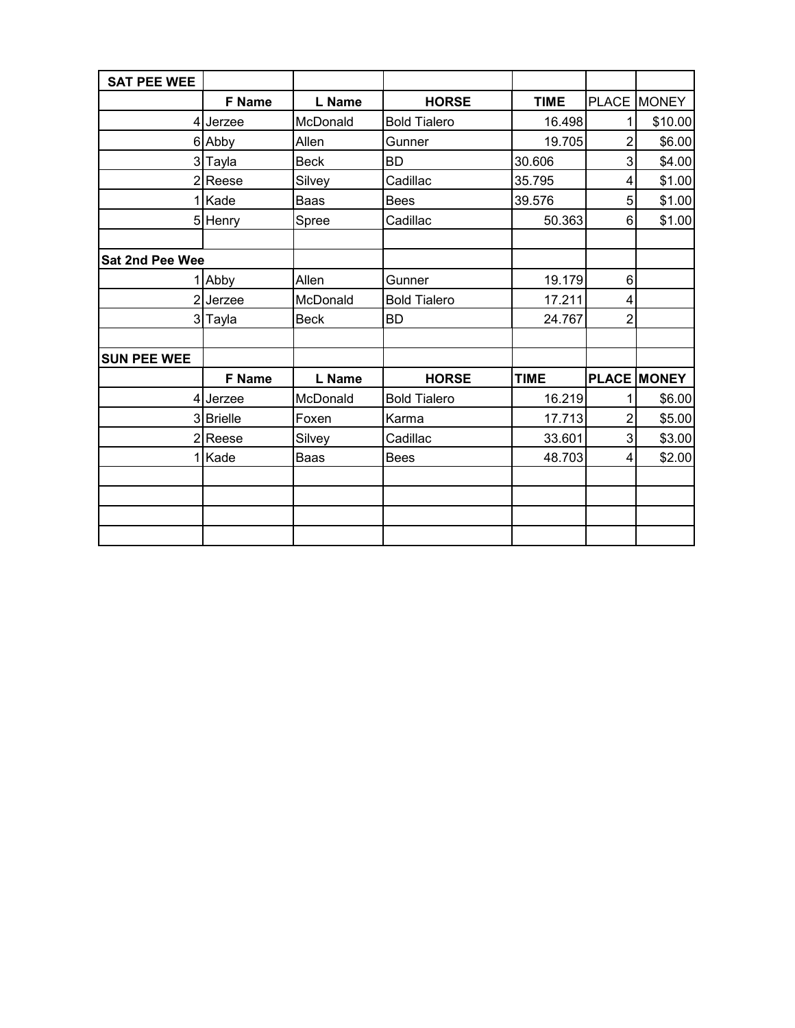| SAT PEE WEE | | | | | | |
|---|---|---|---|---|---|---|
| | **F Name** | **L Name** | **HORSE** | **TIME** | PLACE | MONEY |
| 4 | Jerzee | McDonald | Bold Tialero | 16.498 | 1 | $10.00 |
| 6 | Abby | Allen | Gunner | 19.705 | 2 | $6.00 |
| 3 | Tayla | Beck | BD | 30.606 | 3 | $4.00 |
| 2 | Reese | Silvey | Cadillac | 35.795 | 4 | $1.00 |
| 1 | Kade | Baas | Bees | 39.576 | 5 | $1.00 |
| 5 | Henry | Spree | Cadillac | 50.363 | 6 | $1.00 |
| | | | | | | |
| **Sat 2nd Pee Wee** | | | | | | |
| 1 | Abby | Allen | Gunner | 19.179 | 6 | |
| 2 | Jerzee | McDonald | Bold Tialero | 17.211 | 4 | |
| 3 | Tayla | Beck | BD | 24.767 | 2 | |
| | | | | | | |
| **SUN PEE WEE** | | | | | | |
| | **F Name** | **L Name** | **HORSE** | **TIME** | **PLACE** | **MONEY** |
| 4 | Jerzee | McDonald | Bold Tialero | 16.219 | 1 | $6.00 |
| 3 | Brielle | Foxen | Karma | 17.713 | 2 | $5.00 |
| 2 | Reese | Silvey | Cadillac | 33.601 | 3 | $3.00 |
| 1 | Kade | Baas | Bees | 48.703 | 4 | $2.00 |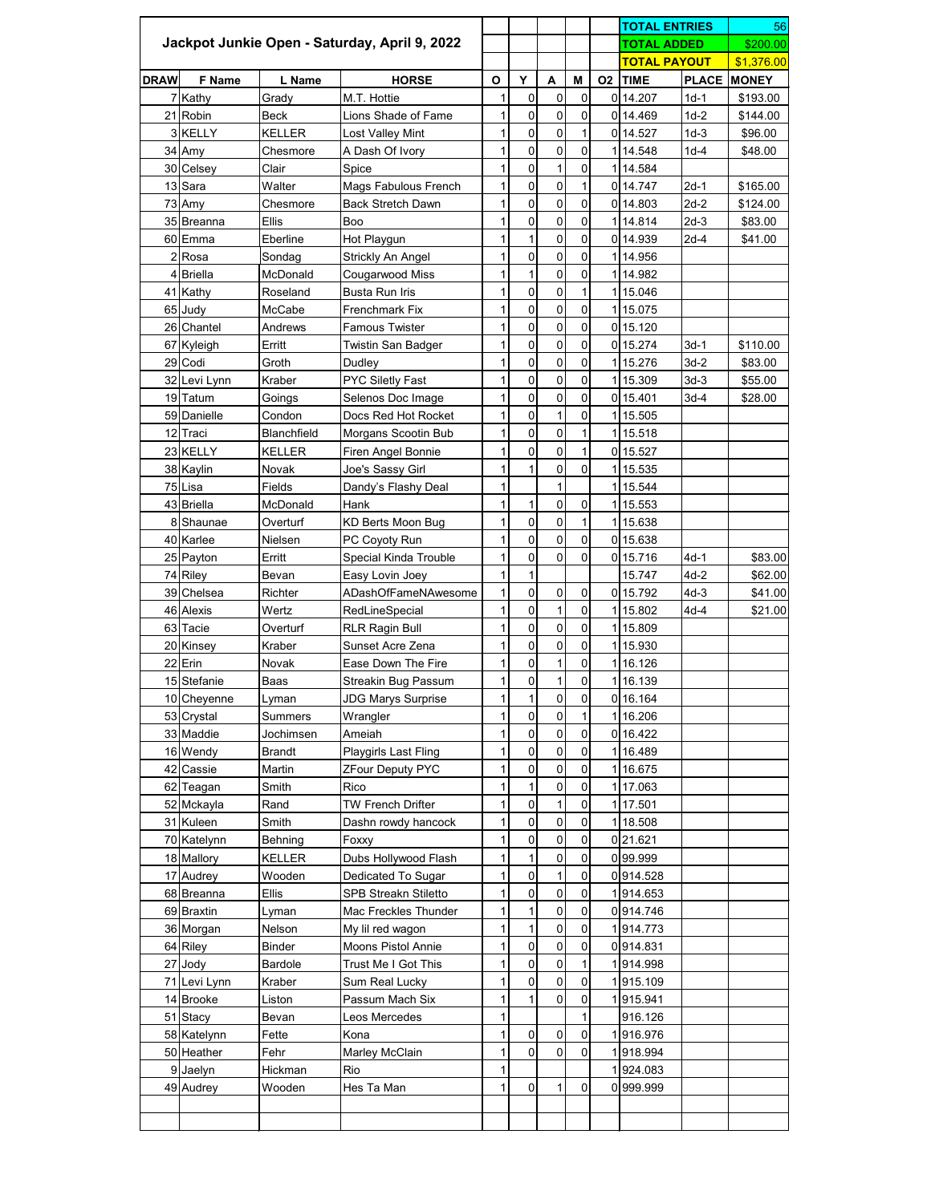# Jackpot Junkie Open - Saturday, April 9, 2022

| | |
|---|---|
| TOTAL ENTRIES | 56 |
| TOTAL ADDED | $200.00 |
| TOTAL PAYOUT | $1,376.00 |

| DRAW | F Name | L Name | HORSE | O | Y | A | M | O2 | TIME | PLACE | MONEY |
|---|---|---|---|---|---|---|---|---|---|---|---|
| 7 | Kathy | Grady | M.T. Hottie | 1 | 0 | 0 | 0 | 0 | 14.207 | 1d-1 | $193.00 |
| 21 | Robin | Beck | Lions Shade of Fame | 1 | 0 | 0 | 0 | 0 | 14.469 | 1d-2 | $144.00 |
| 3 | KELLY | KELLER | Lost Valley Mint | 1 | 0 | 0 | 1 | 0 | 14.527 | 1d-3 | $96.00 |
| 34 | Amy | Chesmore | A Dash Of Ivory | 1 | 0 | 0 | 0 | 1 | 14.548 | 1d-4 | $48.00 |
| 30 | Celsey | Clair | Spice | 1 | 0 | 1 | 0 | 1 | 14.584 | | |
| 13 | Sara | Walter | Mags Fabulous French | 1 | 0 | 0 | 1 | 0 | 14.747 | 2d-1 | $165.00 |
| 73 | Amy | Chesmore | Back Stretch Dawn | 1 | 0 | 0 | 0 | 0 | 14.803 | 2d-2 | $124.00 |
| 35 | Breanna | Ellis | Boo | 1 | 0 | 0 | 0 | 1 | 14.814 | 2d-3 | $83.00 |
| 60 | Emma | Eberline | Hot Playgun | 1 | 1 | 0 | 0 | 0 | 14.939 | 2d-4 | $41.00 |
| 2 | Rosa | Sondag | Strickly An Angel | 1 | 0 | 0 | 0 | 1 | 14.956 | | |
| 4 | Briella | McDonald | Cougarwood Miss | 1 | 1 | 0 | 0 | 1 | 14.982 | | |
| 41 | Kathy | Roseland | Busta Run Iris | 1 | 0 | 0 | 1 | 1 | 15.046 | | |
| 65 | Judy | McCabe | Frenchmark Fix | 1 | 0 | 0 | 0 | 1 | 15.075 | | |
| 26 | Chantel | Andrews | Famous Twister | 1 | 0 | 0 | 0 | 0 | 15.120 | | |
| 67 | Kyleigh | Erritt | Twistin San Badger | 1 | 0 | 0 | 0 | 0 | 15.274 | 3d-1 | $110.00 |
| 29 | Codi | Groth | Dudley | 1 | 0 | 0 | 0 | 1 | 15.276 | 3d-2 | $83.00 |
| 32 | Levi Lynn | Kraber | PYC Siletly Fast | 1 | 0 | 0 | 0 | 1 | 15.309 | 3d-3 | $55.00 |
| 19 | Tatum | Goings | Selenos Doc Image | 1 | 0 | 0 | 0 | 0 | 15.401 | 3d-4 | $28.00 |
| 59 | Danielle | Condon | Docs Red Hot Rocket | 1 | 0 | 1 | 0 | 1 | 15.505 | | |
| 12 | Traci | Blanchfield | Morgans Scootin Bub | 1 | 0 | 0 | 1 | 1 | 15.518 | | |
| 23 | KELLY | KELLER | Firen Angel Bonnie | 1 | 0 | 0 | 1 | 0 | 15.527 | | |
| 38 | Kaylin | Novak | Joe's Sassy Girl | 1 | 1 | 0 | 0 | 1 | 15.535 | | |
| 75 | Lisa | Fields | Dandy's Flashy Deal | 1 | | 1 | | 1 | 15.544 | | |
| 43 | Briella | McDonald | Hank | 1 | 1 | 0 | 0 | 1 | 15.553 | | |
| 8 | Shaunae | Overturf | KD Berts Moon Bug | 1 | 0 | 0 | 1 | 1 | 15.638 | | |
| 40 | Karlee | Nielsen | PC Coyoty Run | 1 | 0 | 0 | 0 | 0 | 15.638 | | |
| 25 | Payton | Erritt | Special Kinda Trouble | 1 | 0 | 0 | 0 | 0 | 15.716 | 4d-1 | $83.00 |
| 74 | Riley | Bevan | Easy Lovin Joey | 1 | 1 | | | | 15.747 | 4d-2 | $62.00 |
| 39 | Chelsea | Richter | ADashOfFameNAwesome | 1 | 0 | 0 | 0 | 0 | 15.792 | 4d-3 | $41.00 |
| 46 | Alexis | Wertz | RedLineSpecial | 1 | 0 | 1 | 0 | 1 | 15.802 | 4d-4 | $21.00 |
| 63 | Tacie | Overturf | RLR Ragin Bull | 1 | 0 | 0 | 0 | 1 | 15.809 | | |
| 20 | Kinsey | Kraber | Sunset Acre Zena | 1 | 0 | 0 | 0 | 1 | 15.930 | | |
| 22 | Erin | Novak | Ease Down The Fire | 1 | 0 | 1 | 0 | 1 | 16.126 | | |
| 15 | Stefanie | Baas | Streakin Bug Passum | 1 | 0 | 1 | 0 | 1 | 16.139 | | |
| 10 | Cheyenne | Lyman | JDG Marys Surprise | 1 | 1 | 0 | 0 | 0 | 16.164 | | |
| 53 | Crystal | Summers | Wrangler | 1 | 0 | 0 | 1 | 1 | 16.206 | | |
| 33 | Maddie | Jochimsen | Ameiah | 1 | 0 | 0 | 0 | 0 | 16.422 | | |
| 16 | Wendy | Brandt | Playgirls Last Fling | 1 | 0 | 0 | 0 | 1 | 16.489 | | |
| 42 | Cassie | Martin | ZFour Deputy PYC | 1 | 0 | 0 | 0 | 1 | 16.675 | | |
| 62 | Teagan | Smith | Rico | 1 | 1 | 0 | 0 | 1 | 17.063 | | |
| 52 | Mckayla | Rand | TW French Drifter | 1 | 0 | 1 | 0 | 1 | 17.501 | | |
| 31 | Kuleen | Smith | Dashn rowdy hancock | 1 | 0 | 0 | 0 | 1 | 18.508 | | |
| 70 | Katelynn | Behning | Foxxy | 1 | 0 | 0 | 0 | 0 | 21.621 | | |
| 18 | Mallory | KELLER | Dubs Hollywood Flash | 1 | 1 | 0 | 0 | 0 | 99.999 | | |
| 17 | Audrey | Wooden | Dedicated To Sugar | 1 | 0 | 1 | 0 | 0 | 914.528 | | |
| 68 | Breanna | Ellis | SPB Streakn Stiletto | 1 | 0 | 0 | 0 | 1 | 914.653 | | |
| 69 | Braxtin | Lyman | Mac Freckles Thunder | 1 | 1 | 0 | 0 | 0 | 914.746 | | |
| 36 | Morgan | Nelson | My lil red wagon | 1 | 1 | 0 | 0 | 1 | 914.773 | | |
| 64 | Riley | Binder | Moons Pistol Annie | 1 | 0 | 0 | 0 | 0 | 914.831 | | |
| 27 | Jody | Bardole | Trust Me I Got This | 1 | 0 | 0 | 1 | 1 | 914.998 | | |
| 71 | Levi Lynn | Kraber | Sum Real Lucky | 1 | 0 | 0 | 0 | 1 | 915.109 | | |
| 14 | Brooke | Liston | Passum Mach Six | 1 | 1 | 0 | 0 | 1 | 915.941 | | |
| 51 | Stacy | Bevan | Leos Mercedes | 1 | | | 1 | | 916.126 | | |
| 58 | Katelynn | Fette | Kona | 1 | 0 | 0 | 0 | 1 | 916.976 | | |
| 50 | Heather | Fehr | Marley McClain | 1 | 0 | 0 | 0 | 1 | 918.994 | | |
| 9 | Jaelyn | Hickman | Rio | 1 | | | | 1 | 924.083 | | |
| 49 | Audrey | Wooden | Hes Ta Man | 1 | 0 | 1 | 0 | 0 | 999.999 | | |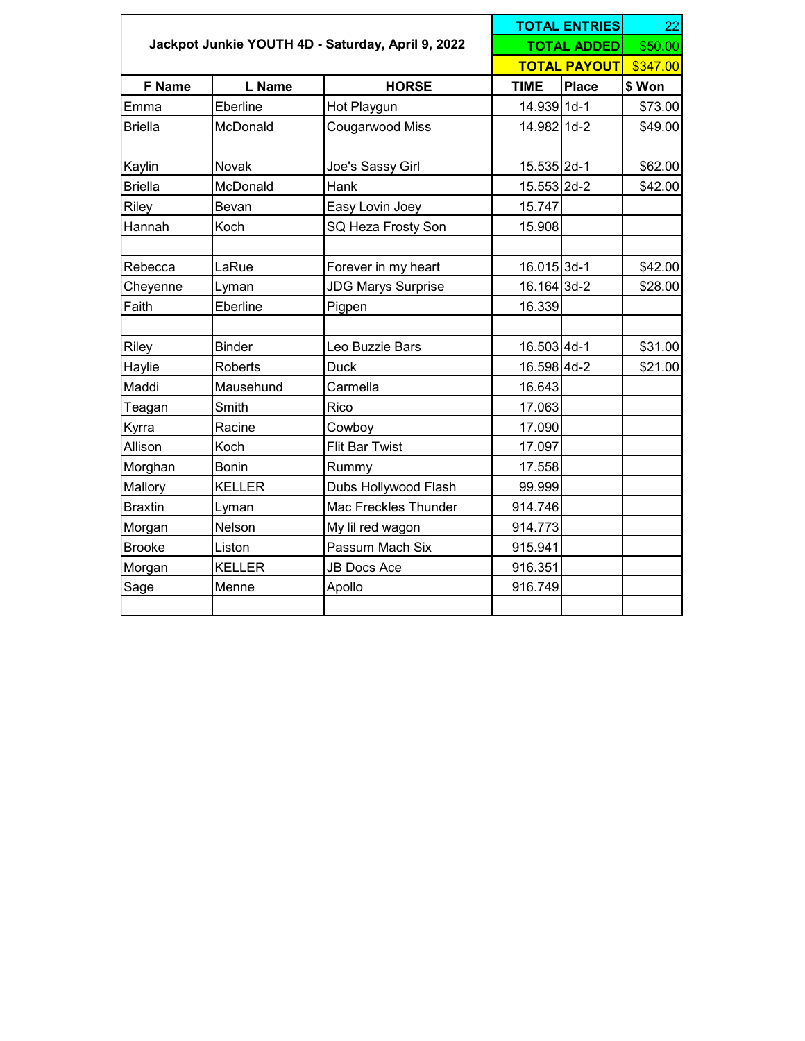| Jackpot Junkie YOUTH 4D - Saturday, April 9, 2022 | | | TOTAL ENTRIES | | 22 |
|---|---|---|---|---|---|
| | | | **TOTAL ADDED** | | $50.00 |
| | | | **TOTAL PAYOUT** | | $347.00 |
| **F Name** | **L Name** | **HORSE** | **TIME** | **Place** | **$ Won** |
| Emma | Eberline | Hot Playgun | 14.939 | 1d-1 | $73.00 |
| Briella | McDonald | Cougarwood Miss | 14.982 | 1d-2 | $49.00 |
| | | | | | |
| Kaylin | Novak | Joe's Sassy Girl | 15.535 | 2d-1 | $62.00 |
| Briella | McDonald | Hank | 15.553 | 2d-2 | $42.00 |
| Riley | Bevan | Easy Lovin Joey | 15.747 | | |
| Hannah | Koch | SQ Heza Frosty Son | 15.908 | | |
| | | | | | |
| Rebecca | LaRue | Forever in my heart | 16.015 | 3d-1 | $42.00 |
| Cheyenne | Lyman | JDG Marys Surprise | 16.164 | 3d-2 | $28.00 |
| Faith | Eberline | Pigpen | 16.339 | | |
| | | | | | |
| Riley | Binder | Leo Buzzie Bars | 16.503 | 4d-1 | $31.00 |
| Haylie | Roberts | Duck | 16.598 | 4d-2 | $21.00 |
| Maddi | Mausehund | Carmella | 16.643 | | |
| Teagan | Smith | Rico | 17.063 | | |
| Kyrra | Racine | Cowboy | 17.090 | | |
| Allison | Koch | Flit Bar Twist | 17.097 | | |
| Morghan | Bonin | Rummy | 17.558 | | |
| Mallory | KELLER | Dubs Hollywood Flash | 99.999 | | |
| Braxtin | Lyman | Mac Freckles Thunder | 914.746 | | |
| Morgan | Nelson | My lil red wagon | 914.773 | | |
| Brooke | Liston | Passum Mach Six | 915.941 | | |
| Morgan | KELLER | JB Docs Ace | 916.351 | | |
| Sage | Menne | Apollo | 916.749 | | |
| | | | | | |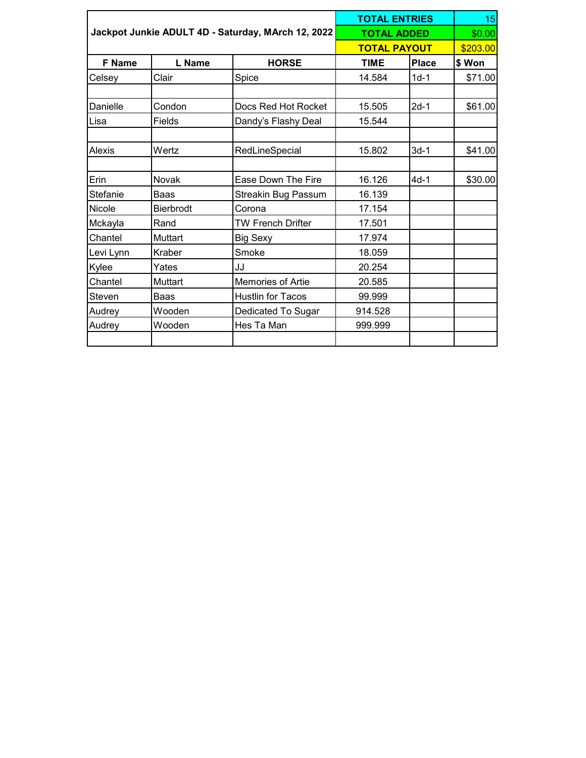| Jackpot Junkie ADULT 4D - Saturday, MArch 12, 2022 | | | TOTAL ENTRIES | | 15 |
|---|---|---|---|---|---|
| | | | TOTAL ADDED | | $0.00 |
| | | | TOTAL PAYOUT | | $203.00 |
| **F Name** | **L Name** | **HORSE** | **TIME** | **Place** | **$ Won** |
| Celsey | Clair | Spice | 14.584 | 1d-1 | $71.00 |
| | | | | | |
| Danielle | Condon | Docs Red Hot Rocket | 15.505 | 2d-1 | $61.00 |
| Lisa | Fields | Dandy's Flashy Deal | 15.544 | | |
| | | | | | |
| Alexis | Wertz | RedLineSpecial | 15.802 | 3d-1 | $41.00 |
| | | | | | |
| Erin | Novak | Ease Down The Fire | 16.126 | 4d-1 | $30.00 |
| Stefanie | Baas | Streakin Bug Passum | 16.139 | | |
| Nicole | Bierbrodt | Corona | 17.154 | | |
| Mckayla | Rand | TW French Drifter | 17.501 | | |
| Chantel | Muttart | Big Sexy | 17.974 | | |
| Levi Lynn | Kraber | Smoke | 18.059 | | |
| Kylee | Yates | JJ | 20.254 | | |
| Chantel | Muttart | Memories of Artie | 20.585 | | |
| Steven | Baas | Hustlin for Tacos | 99.999 | | |
| Audrey | Wooden | Dedicated To Sugar | 914.528 | | |
| Audrey | Wooden | Hes Ta Man | 999.999 | | |
| | | | | | |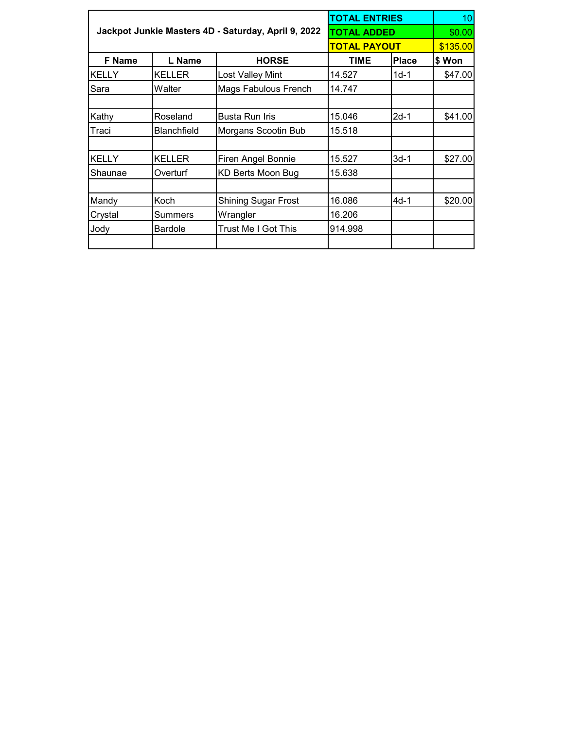| Jackpot Junkie Masters 4D - Saturday, April 9, 2022 | | | TOTAL ENTRIES | | 10 |
|---|---|---|---|---|---|
| | | | TOTAL ADDED | | $0.00 |
| | | | TOTAL PAYOUT | | $135.00 |
| **F Name** | **L Name** | **HORSE** | **TIME** | **Place** | **$ Won** |
| KELLY | KELLER | Lost Valley Mint | 14.527 | 1d-1 | $47.00 |
| Sara | Walter | Mags Fabulous French | 14.747 | | |
| | | | | | |
| Kathy | Roseland | Busta Run Iris | 15.046 | 2d-1 | $41.00 |
| Traci | Blanchfield | Morgans Scootin Bub | 15.518 | | |
| | | | | | |
| KELLY | KELLER | Firen Angel Bonnie | 15.527 | 3d-1 | $27.00 |
| Shaunae | Overturf | KD Berts Moon Bug | 15.638 | | |
| | | | | | |
| Mandy | Koch | Shining Sugar Frost | 16.086 | 4d-1 | $20.00 |
| Crystal | Summers | Wrangler | 16.206 | | |
| Jody | Bardole | Trust Me I Got This | 914.998 | | |
| | | | | | |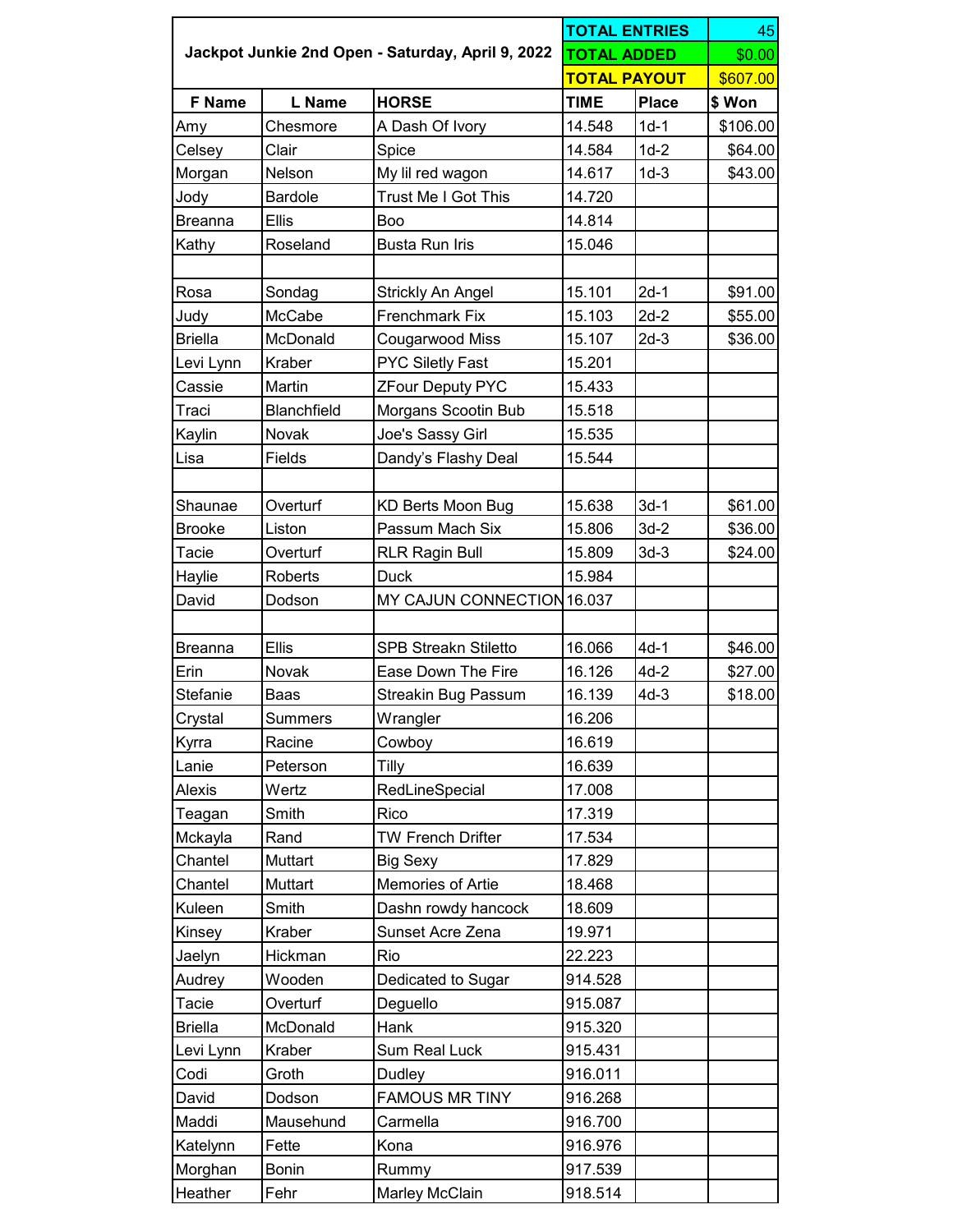| Jackpot Junkie 2nd Open - Saturday, April 9, 2022 | | | TOTAL ENTRIES | | 45 |
|---|---|---|---|---|---|
| | | | TOTAL ADDED | | $0.00 |
| | | | TOTAL PAYOUT | | $607.00 |
| F Name | L Name | HORSE | TIME | Place | $ Won |
| Amy | Chesmore | A Dash Of Ivory | 14.548 | 1d-1 | $106.00 |
| Celsey | Clair | Spice | 14.584 | 1d-2 | $64.00 |
| Morgan | Nelson | My lil red wagon | 14.617 | 1d-3 | $43.00 |
| Jody | Bardole | Trust Me I Got This | 14.720 | | |
| Breanna | Ellis | Boo | 14.814 | | |
| Kathy | Roseland | Busta Run Iris | 15.046 | | |
| | | | | | |
| Rosa | Sondag | Strickly An Angel | 15.101 | 2d-1 | $91.00 |
| Judy | McCabe | Frenchmark Fix | 15.103 | 2d-2 | $55.00 |
| Briella | McDonald | Cougarwood Miss | 15.107 | 2d-3 | $36.00 |
| Levi Lynn | Kraber | PYC Siletly Fast | 15.201 | | |
| Cassie | Martin | ZFour Deputy PYC | 15.433 | | |
| Traci | Blanchfield | Morgans Scootin Bub | 15.518 | | |
| Kaylin | Novak | Joe's Sassy Girl | 15.535 | | |
| Lisa | Fields | Dandy's Flashy Deal | 15.544 | | |
| | | | | | |
| Shaunae | Overturf | KD Berts Moon Bug | 15.638 | 3d-1 | $61.00 |
| Brooke | Liston | Passum Mach Six | 15.806 | 3d-2 | $36.00 |
| Tacie | Overturf | RLR Ragin Bull | 15.809 | 3d-3 | $24.00 |
| Haylie | Roberts | Duck | 15.984 | | |
| David | Dodson | MY CAJUN CONNECTION | 16.037 | | |
| | | | | | |
| Breanna | Ellis | SPB Streakn Stiletto | 16.066 | 4d-1 | $46.00 |
| Erin | Novak | Ease Down The Fire | 16.126 | 4d-2 | $27.00 |
| Stefanie | Baas | Streakin Bug Passum | 16.139 | 4d-3 | $18.00 |
| Crystal | Summers | Wrangler | 16.206 | | |
| Kyrra | Racine | Cowboy | 16.619 | | |
| Lanie | Peterson | Tilly | 16.639 | | |
| Alexis | Wertz | RedLineSpecial | 17.008 | | |
| Teagan | Smith | Rico | 17.319 | | |
| Mckayla | Rand | TW French Drifter | 17.534 | | |
| Chantel | Muttart | Big Sexy | 17.829 | | |
| Chantel | Muttart | Memories of Artie | 18.468 | | |
| Kuleen | Smith | Dashn rowdy hancock | 18.609 | | |
| Kinsey | Kraber | Sunset Acre Zena | 19.971 | | |
| Jaelyn | Hickman | Rio | 22.223 | | |
| Audrey | Wooden | Dedicated to Sugar | 914.528 | | |
| Tacie | Overturf | Deguello | 915.087 | | |
| Briella | McDonald | Hank | 915.320 | | |
| Levi Lynn | Kraber | Sum Real Luck | 915.431 | | |
| Codi | Groth | Dudley | 916.011 | | |
| David | Dodson | FAMOUS MR TINY | 916.268 | | |
| Maddi | Mausehund | Carmella | 916.700 | | |
| Katelynn | Fette | Kona | 916.976 | | |
| Morghan | Bonin | Rummy | 917.539 | | |
| Heather | Fehr | Marley McClain | 918.514 | | |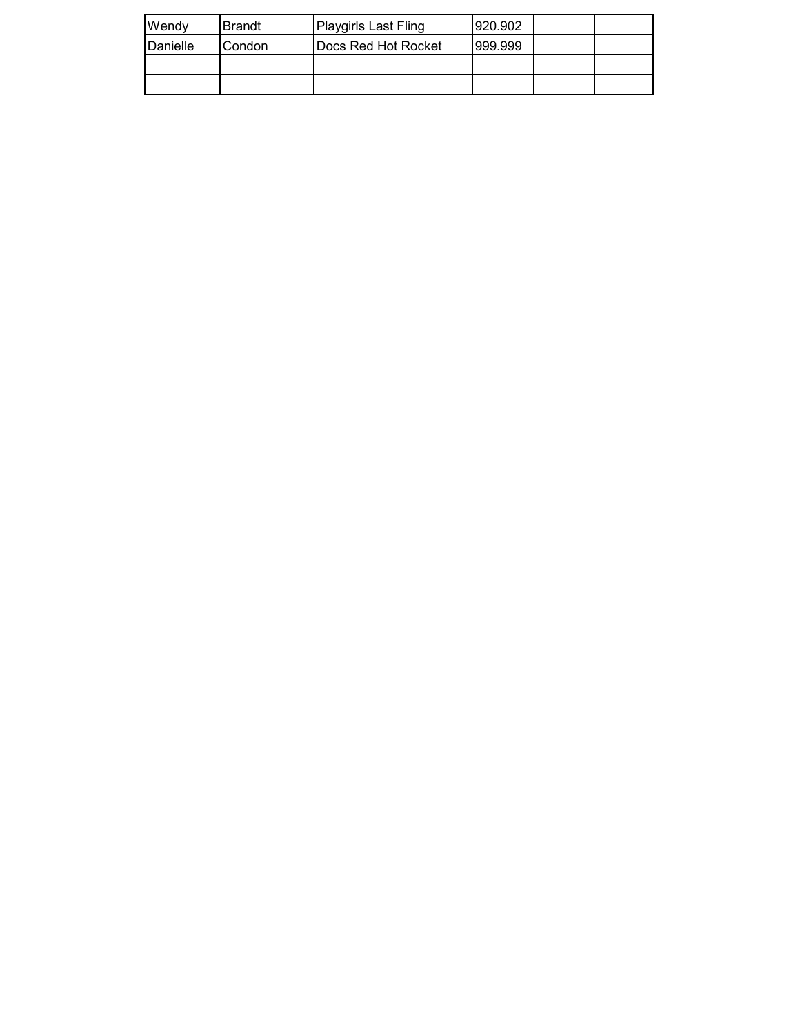| Wendy | Brandt | Playgirls Last Fling | 920.902 | | |
|---|---|---|---|---|---|
| Danielle | Condon | Docs Red Hot Rocket | 999.999 | | |
| | | | | | |
| | | | | | |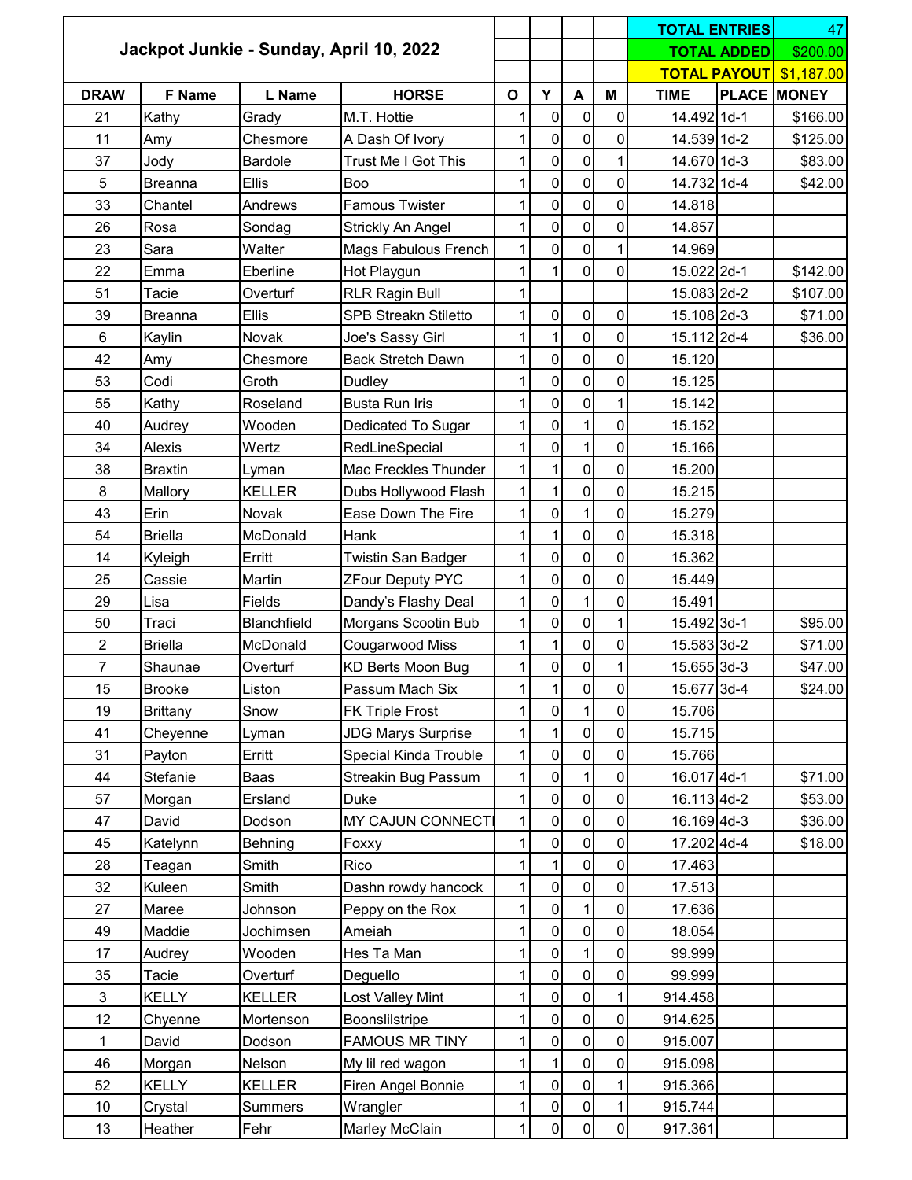| Jackpot Junkie - Sunday, April 10, 2022 | | | | | | | | TOTAL ENTRIES | | 47 |
|---|---|---|---|---|---|---|---|---|---|---|
| | | | | | | | | TOTAL ADDED | | $200.00 |
| | | | | | | | | TOTAL PAYOUT | | $1,187.00 |
| DRAW | F Name | L Name | HORSE | O | Y | A | M | TIME | PLACE | MONEY |
| 21 | Kathy | Grady | M.T. Hottie | 1 | 0 | 0 | 0 | 14.492 | 1d-1 | $166.00 |
| 11 | Amy | Chesmore | A Dash Of Ivory | 1 | 0 | 0 | 0 | 14.539 | 1d-2 | $125.00 |
| 37 | Jody | Bardole | Trust Me I Got This | 1 | 0 | 0 | 1 | 14.670 | 1d-3 | $83.00 |
| 5 | Breanna | Ellis | Boo | 1 | 0 | 0 | 0 | 14.732 | 1d-4 | $42.00 |
| 33 | Chantel | Andrews | Famous Twister | 1 | 0 | 0 | 0 | 14.818 | | |
| 26 | Rosa | Sondag | Strickly An Angel | 1 | 0 | 0 | 0 | 14.857 | | |
| 23 | Sara | Walter | Mags Fabulous French | 1 | 0 | 0 | 1 | 14.969 | | |
| 22 | Emma | Eberline | Hot Playgun | 1 | 1 | 0 | 0 | 15.022 | 2d-1 | $142.00 |
| 51 | Tacie | Overturf | RLR Ragin Bull | 1 | | | | 15.083 | 2d-2 | $107.00 |
| 39 | Breanna | Ellis | SPB Streakn Stiletto | 1 | 0 | 0 | 0 | 15.108 | 2d-3 | $71.00 |
| 6 | Kaylin | Novak | Joe's Sassy Girl | 1 | 1 | 0 | 0 | 15.112 | 2d-4 | $36.00 |
| 42 | Amy | Chesmore | Back Stretch Dawn | 1 | 0 | 0 | 0 | 15.120 | | |
| 53 | Codi | Groth | Dudley | 1 | 0 | 0 | 0 | 15.125 | | |
| 55 | Kathy | Roseland | Busta Run Iris | 1 | 0 | 0 | 1 | 15.142 | | |
| 40 | Audrey | Wooden | Dedicated To Sugar | 1 | 0 | 1 | 0 | 15.152 | | |
| 34 | Alexis | Wertz | RedLineSpecial | 1 | 0 | 1 | 0 | 15.166 | | |
| 38 | Braxtin | Lyman | Mac Freckles Thunder | 1 | 1 | 0 | 0 | 15.200 | | |
| 8 | Mallory | KELLER | Dubs Hollywood Flash | 1 | 1 | 0 | 0 | 15.215 | | |
| 43 | Erin | Novak | Ease Down The Fire | 1 | 0 | 1 | 0 | 15.279 | | |
| 54 | Briella | McDonald | Hank | 1 | 1 | 0 | 0 | 15.318 | | |
| 14 | Kyleigh | Erritt | Twistin San Badger | 1 | 0 | 0 | 0 | 15.362 | | |
| 25 | Cassie | Martin | ZFour Deputy PYC | 1 | 0 | 0 | 0 | 15.449 | | |
| 29 | Lisa | Fields | Dandy's Flashy Deal | 1 | 0 | 1 | 0 | 15.491 | | |
| 50 | Traci | Blanchfield | Morgans Scootin Bub | 1 | 0 | 0 | 1 | 15.492 | 3d-1 | $95.00 |
| 2 | Briella | McDonald | Cougarwood Miss | 1 | 1 | 0 | 0 | 15.583 | 3d-2 | $71.00 |
| 7 | Shaunae | Overturf | KD Berts Moon Bug | 1 | 0 | 0 | 1 | 15.655 | 3d-3 | $47.00 |
| 15 | Brooke | Liston | Passum Mach Six | 1 | 1 | 0 | 0 | 15.677 | 3d-4 | $24.00 |
| 19 | Brittany | Snow | FK Triple Frost | 1 | 0 | 1 | 0 | 15.706 | | |
| 41 | Cheyenne | Lyman | JDG Marys Surprise | 1 | 1 | 0 | 0 | 15.715 | | |
| 31 | Payton | Erritt | Special Kinda Trouble | 1 | 0 | 0 | 0 | 15.766 | | |
| 44 | Stefanie | Baas | Streakin Bug Passum | 1 | 0 | 1 | 0 | 16.017 | 4d-1 | $71.00 |
| 57 | Morgan | Ersland | Duke | 1 | 0 | 0 | 0 | 16.113 | 4d-2 | $53.00 |
| 47 | David | Dodson | MY CAJUN CONNECTI | 1 | 0 | 0 | 0 | 16.169 | 4d-3 | $36.00 |
| 45 | Katelynn | Behning | Foxxy | 1 | 0 | 0 | 0 | 17.202 | 4d-4 | $18.00 |
| 28 | Teagan | Smith | Rico | 1 | 1 | 0 | 0 | 17.463 | | |
| 32 | Kuleen | Smith | Dashn rowdy hancock | 1 | 0 | 0 | 0 | 17.513 | | |
| 27 | Maree | Johnson | Peppy on the Rox | 1 | 0 | 1 | 0 | 17.636 | | |
| 49 | Maddie | Jochimsen | Ameiah | 1 | 0 | 0 | 0 | 18.054 | | |
| 17 | Audrey | Wooden | Hes Ta Man | 1 | 0 | 1 | 0 | 99.999 | | |
| 35 | Tacie | Overturf | Deguello | 1 | 0 | 0 | 0 | 99.999 | | |
| 3 | KELLY | KELLER | Lost Valley Mint | 1 | 0 | 0 | 1 | 914.458 | | |
| 12 | Chyenne | Mortenson | Boonslilstripe | 1 | 0 | 0 | 0 | 914.625 | | |
| 1 | David | Dodson | FAMOUS MR TINY | 1 | 0 | 0 | 0 | 915.007 | | |
| 46 | Morgan | Nelson | My lil red wagon | 1 | 1 | 0 | 0 | 915.098 | | |
| 52 | KELLY | KELLER | Firen Angel Bonnie | 1 | 0 | 0 | 1 | 915.366 | | |
| 10 | Crystal | Summers | Wrangler | 1 | 0 | 0 | 1 | 915.744 | | |
| 13 | Heather | Fehr | Marley McClain | 1 | 0 | 0 | 0 | 917.361 | | |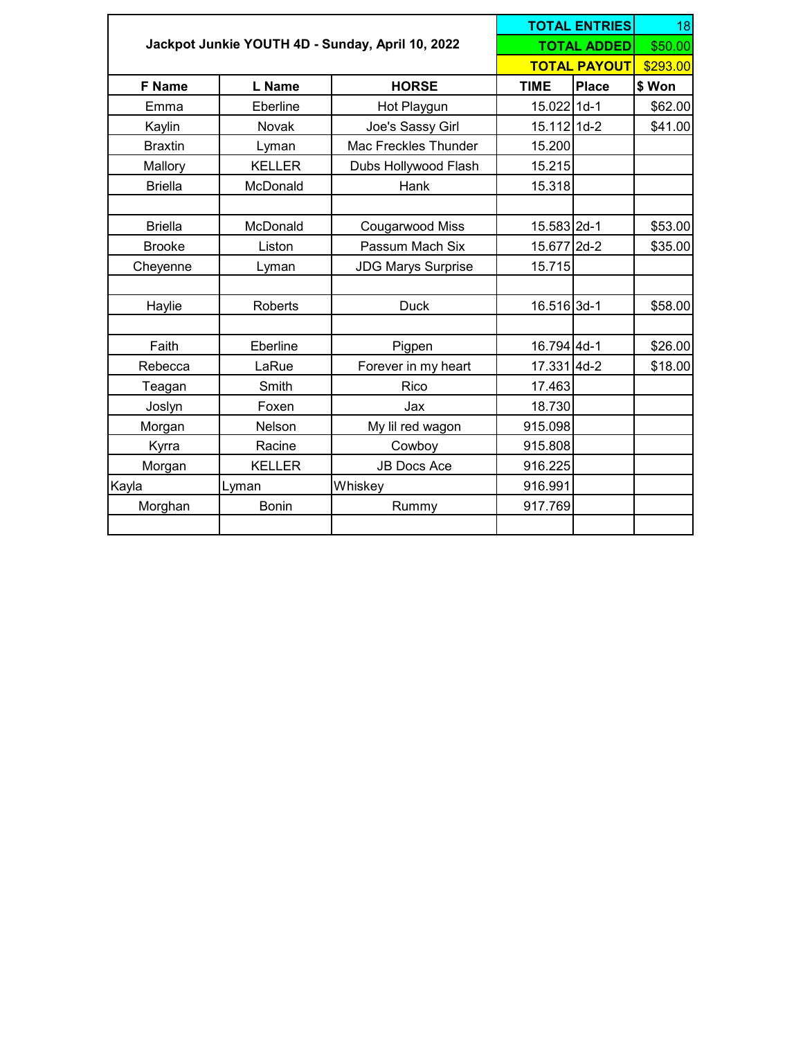| Jackpot Junkie YOUTH 4D - Sunday, April 10, 2022 | | | TOTAL ENTRIES | | 18 |
|---|---|---|---|---|---|
| | | | TOTAL ADDED | | $50.00 |
| | | | TOTAL PAYOUT | | $293.00 |
| **F Name** | **L Name** | **HORSE** | **TIME** | **Place** | **$ Won** |
| Emma | Eberline | Hot Playgun | 15.022 | 1d-1 | $62.00 |
| Kaylin | Novak | Joe's Sassy Girl | 15.112 | 1d-2 | $41.00 |
| Braxtin | Lyman | Mac Freckles Thunder | 15.200 | | |
| Mallory | KELLER | Dubs Hollywood Flash | 15.215 | | |
| Briella | McDonald | Hank | 15.318 | | |
| | | | | | |
| Briella | McDonald | Cougarwood Miss | 15.583 | 2d-1 | $53.00 |
| Brooke | Liston | Passum Mach Six | 15.677 | 2d-2 | $35.00 |
| Cheyenne | Lyman | JDG Marys Surprise | 15.715 | | |
| | | | | | |
| Haylie | Roberts | Duck | 16.516 | 3d-1 | $58.00 |
| | | | | | |
| Faith | Eberline | Pigpen | 16.794 | 4d-1 | $26.00 |
| Rebecca | LaRue | Forever in my heart | 17.331 | 4d-2 | $18.00 |
| Teagan | Smith | Rico | 17.463 | | |
| Joslyn | Foxen | Jax | 18.730 | | |
| Morgan | Nelson | My lil red wagon | 915.098 | | |
| Kyrra | Racine | Cowboy | 915.808 | | |
| Morgan | KELLER | JB Docs Ace | 916.225 | | |
| Kayla | Lyman | Whiskey | 916.991 | | |
| Morghan | Bonin | Rummy | 917.769 | | |
| | | | | | |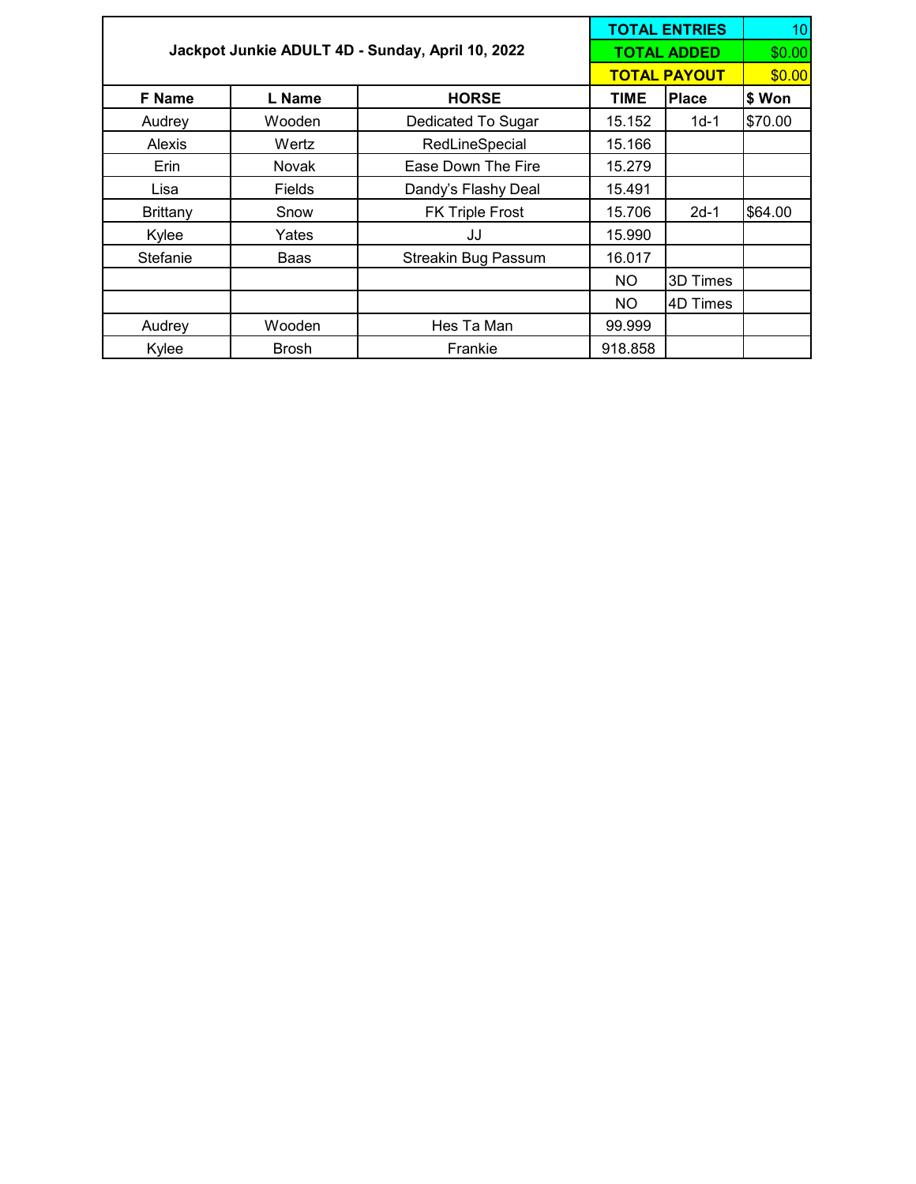| Jackpot Junkie ADULT 4D - Sunday, April 10, 2022 | | | TOTAL ENTRIES | | 10 |
|---|---|---|---|---|---|
| | | | TOTAL ADDED | | $0.00 |
| | | | TOTAL PAYOUT | | $0.00 |
| **F Name** | **L Name** | **HORSE** | **TIME** | **Place** | **$ Won** |
| Audrey | Wooden | Dedicated To Sugar | 15.152 | 1d-1 | $70.00 |
| Alexis | Wertz | RedLineSpecial | 15.166 | | |
| Erin | Novak | Ease Down The Fire | 15.279 | | |
| Lisa | Fields | Dandy's Flashy Deal | 15.491 | | |
| Brittany | Snow | FK Triple Frost | 15.706 | 2d-1 | $64.00 |
| Kylee | Yates | JJ | 15.990 | | |
| Stefanie | Baas | Streakin Bug Passum | 16.017 | | |
| | | | NO | 3D Times | |
| | | | NO | 4D Times | |
| Audrey | Wooden | Hes Ta Man | 99.999 | | |
| Kylee | Brosh | Frankie | 918.858 | | |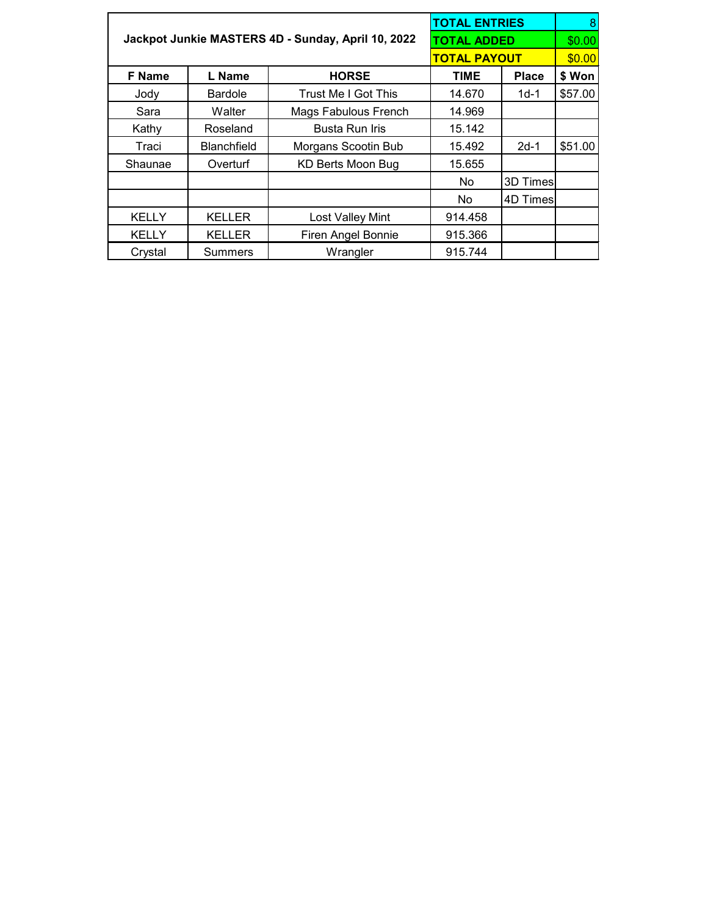| Jackpot Junkie MASTERS 4D - Sunday, April 10, 2022 | | | TOTAL ENTRIES | | 8 |
|---|---|---|---|---|---|
| | | | TOTAL ADDED | | $0.00 |
| | | | TOTAL PAYOUT | | $0.00 |
| **F Name** | **L Name** | **HORSE** | **TIME** | **Place** | **$ Won** |
| Jody | Bardole | Trust Me I Got This | 14.670 | 1d-1 | $57.00 |
| Sara | Walter | Mags Fabulous French | 14.969 | | |
| Kathy | Roseland | Busta Run Iris | 15.142 | | |
| Traci | Blanchfield | Morgans Scootin Bub | 15.492 | 2d-1 | $51.00 |
| Shaunae | Overturf | KD Berts Moon Bug | 15.655 | | |
| | | | No | 3D Times | |
| | | | No | 4D Times | |
| KELLY | KELLER | Lost Valley Mint | 914.458 | | |
| KELLY | KELLER | Firen Angel Bonnie | 915.366 | | |
| Crystal | Summers | Wrangler | 915.744 | | |